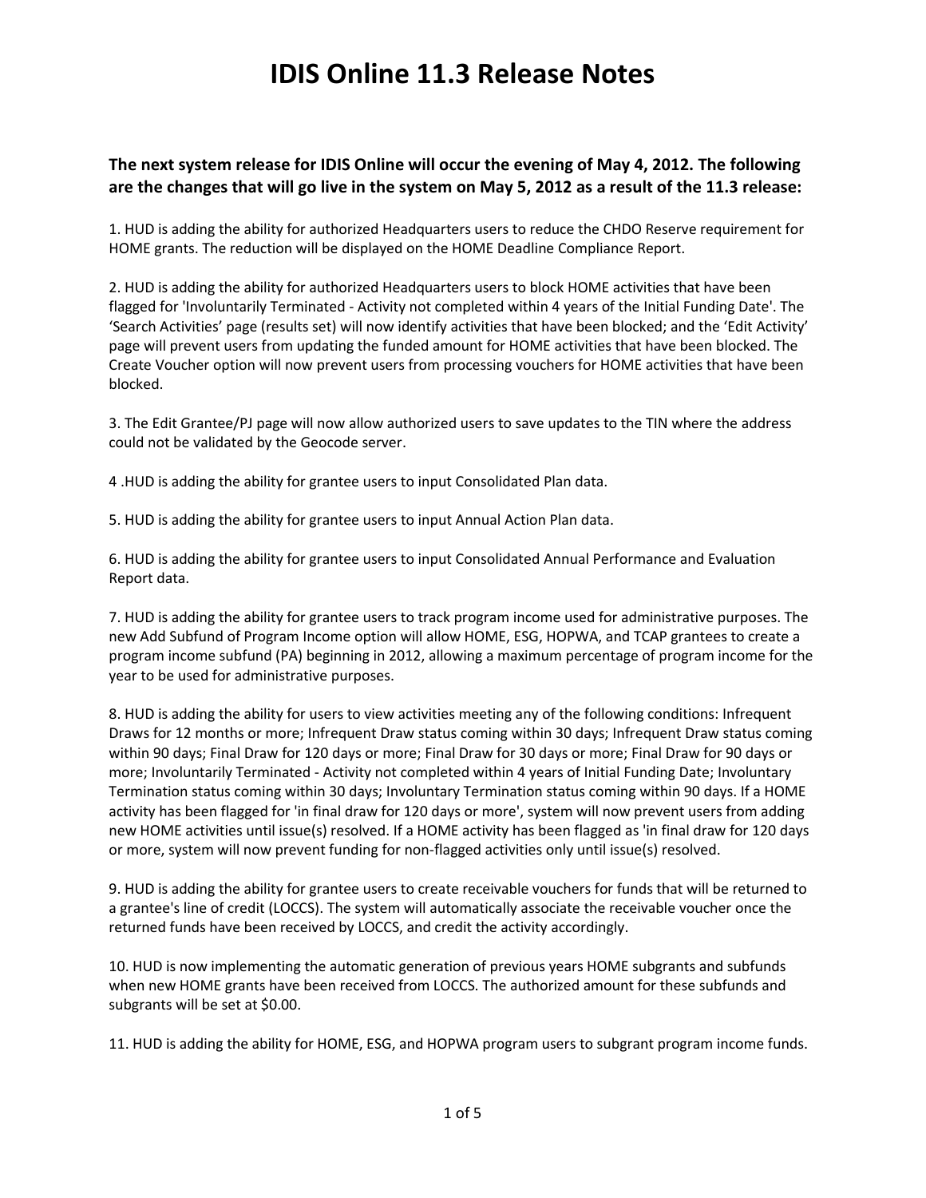# IDIS Online 11.3 Release Notes

**The next system release for IDIS Online will occur the evening of May 4, 2012. The following are the changes that will go live in the system on May 5, 2012 as a result of the 11.3 release:**

1. HUD is adding the ability for authorized Headquarters users to reduce the CHDO Reserve requirement for HOME grants. The reduction will be displayed on the HOME Deadline Compliance Report.

2. HUD is adding the ability for authorized Headquarters users to block HOME activities that have been flagged for 'Involuntarily Terminated - Activity not completed within 4 years of the Initial Funding Date'. The 'Search Activities' page (results set) will now identify activities that have been blocked; and the 'Edit Activity' page will prevent users from updating the funded amount for HOME activities that have been blocked. The Create Voucher option will now prevent users from processing vouchers for HOME activities that have been blocked.

3. The Edit Grantee/PJ page will now allow authorized users to save updates to the TIN where the address could not be validated by the Geocode server.

4 .HUD is adding the ability for grantee users to input Consolidated Plan data.

5. HUD is adding the ability for grantee users to input Annual Action Plan data.

6. HUD is adding the ability for grantee users to input Consolidated Annual Performance and Evaluation Report data.

7. HUD is adding the ability for grantee users to track program income used for administrative purposes. The new Add Subfund of Program Income option will allow HOME, ESG, HOPWA, and TCAP grantees to create a program income subfund (PA) beginning in 2012, allowing a maximum percentage of program income for the year to be used for administrative purposes.

8. HUD is adding the ability for users to view activities meeting any of the following conditions: Infrequent Draws for 12 months or more; Infrequent Draw status coming within 30 days; Infrequent Draw status coming within 90 days; Final Draw for 120 days or more; Final Draw for 30 days or more; Final Draw for 90 days or more; Involuntarily Terminated - Activity not completed within 4 years of Initial Funding Date; Involuntary Termination status coming within 30 days; Involuntary Termination status coming within 90 days. If a HOME activity has been flagged for 'in final draw for 120 days or more', system will now prevent users from adding new HOME activities until issue(s) resolved. If a HOME activity has been flagged as 'in final draw for 120 days or more, system will now prevent funding for non-flagged activities only until issue(s) resolved.

9. HUD is adding the ability for grantee users to create receivable vouchers for funds that will be returned to a grantee's line of credit (LOCCS). The system will automatically associate the receivable voucher once the returned funds have been received by LOCCS, and credit the activity accordingly.

10. HUD is now implementing the automatic generation of previous years HOME subgrants and subfunds when new HOME grants have been received from LOCCS. The authorized amount for these subfunds and subgrants will be set at $0.00.

11. HUD is adding the ability for HOME, ESG, and HOPWA program users to subgrant program income funds.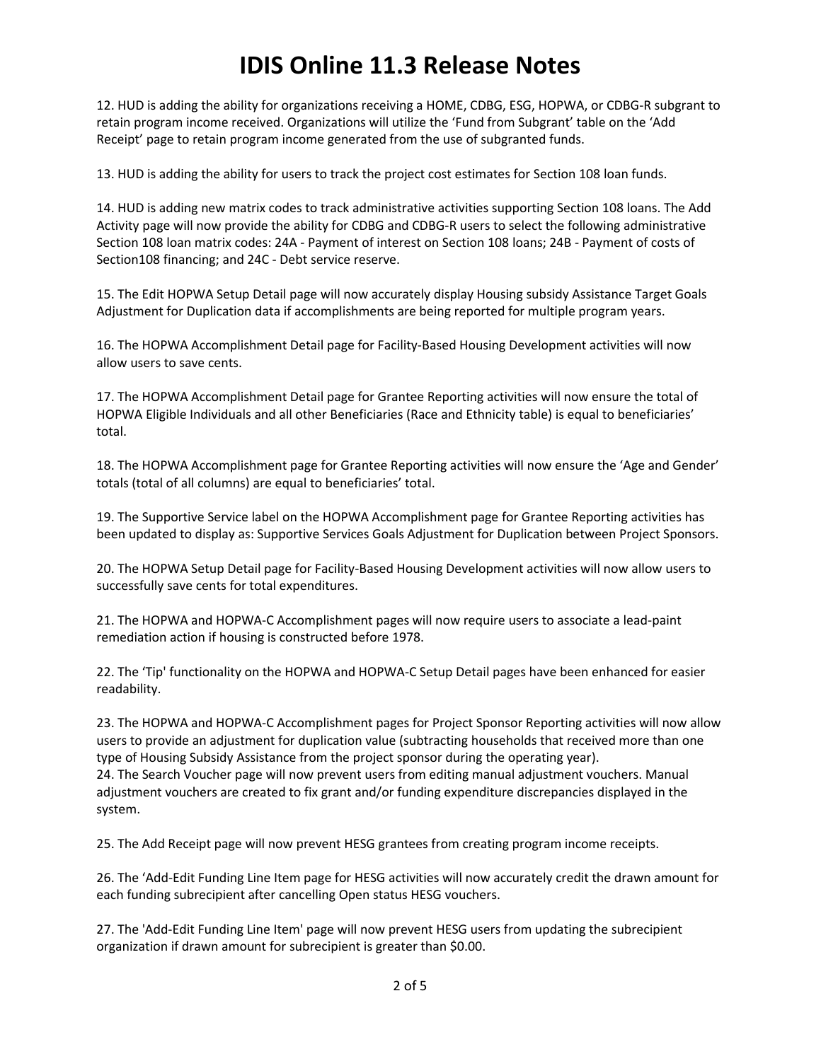# IDIS Online 11.3 Release Notes

12. HUD is adding the ability for organizations receiving a HOME, CDBG, ESG, HOPWA, or CDBG-R subgrant to retain program income received. Organizations will utilize the 'Fund from Subgrant' table on the 'Add Receipt' page to retain program income generated from the use of subgranted funds.

13. HUD is adding the ability for users to track the project cost estimates for Section 108 loan funds.

14. HUD is adding new matrix codes to track administrative activities supporting Section 108 loans. The Add Activity page will now provide the ability for CDBG and CDBG-R users to select the following administrative Section 108 loan matrix codes: 24A - Payment of interest on Section 108 loans; 24B - Payment of costs of Section108 financing; and 24C - Debt service reserve.

15. The Edit HOPWA Setup Detail page will now accurately display Housing subsidy Assistance Target Goals Adjustment for Duplication data if accomplishments are being reported for multiple program years.

16. The HOPWA Accomplishment Detail page for Facility-Based Housing Development activities will now allow users to save cents.

17. The HOPWA Accomplishment Detail page for Grantee Reporting activities will now ensure the total of HOPWA Eligible Individuals and all other Beneficiaries (Race and Ethnicity table) is equal to beneficiaries' total.

18. The HOPWA Accomplishment page for Grantee Reporting activities will now ensure the 'Age and Gender' totals (total of all columns) are equal to beneficiaries' total.

19. The Supportive Service label on the HOPWA Accomplishment page for Grantee Reporting activities has been updated to display as: Supportive Services Goals Adjustment for Duplication between Project Sponsors.

20. The HOPWA Setup Detail page for Facility-Based Housing Development activities will now allow users to successfully save cents for total expenditures.

21. The HOPWA and HOPWA-C Accomplishment pages will now require users to associate a lead-paint remediation action if housing is constructed before 1978.

22. The 'Tip' functionality on the HOPWA and HOPWA-C Setup Detail pages have been enhanced for easier readability.

23. The HOPWA and HOPWA-C Accomplishment pages for Project Sponsor Reporting activities will now allow users to provide an adjustment for duplication value (subtracting households that received more than one type of Housing Subsidy Assistance from the project sponsor during the operating year).

24. The Search Voucher page will now prevent users from editing manual adjustment vouchers. Manual adjustment vouchers are created to fix grant and/or funding expenditure discrepancies displayed in the system.

25. The Add Receipt page will now prevent HESG grantees from creating program income receipts.

26. The 'Add-Edit Funding Line Item page for HESG activities will now accurately credit the drawn amount for each funding subrecipient after cancelling Open status HESG vouchers.

27. The 'Add-Edit Funding Line Item' page will now prevent HESG users from updating the subrecipient organization if drawn amount for subrecipient is greater than $0.00.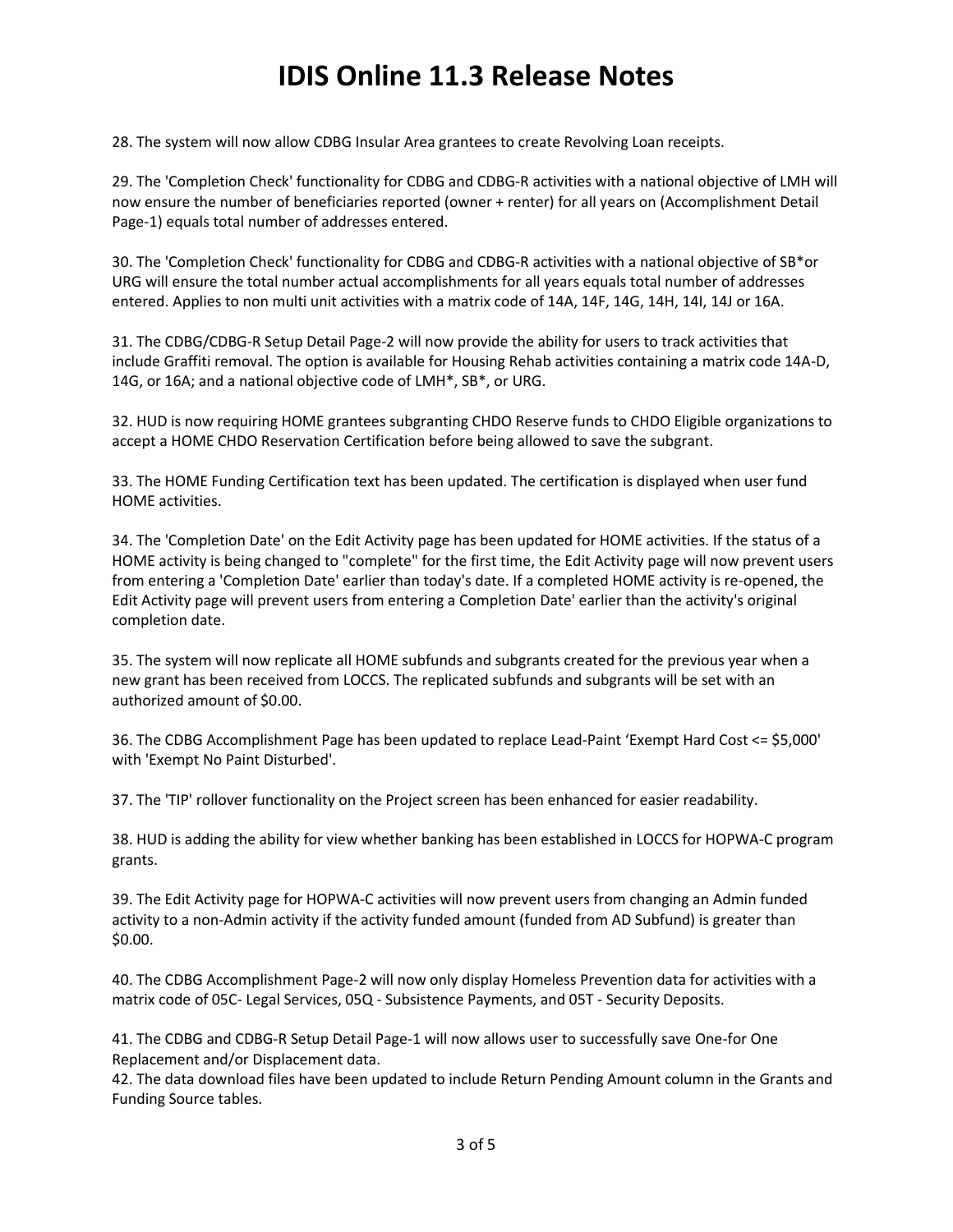28. The system will now allow CDBG Insular Area grantees to create Revolving Loan receipts.

29. The 'Completion Check' functionality for CDBG and CDBG-R activities with a national objective of LMH will now ensure the number of beneficiaries reported (owner + renter) for all years on (Accomplishment Detail Page-1) equals total number of addresses entered.

30. The 'Completion Check' functionality for CDBG and CDBG-R activities with a national objective of SB*or URG will ensure the total number actual accomplishments for all years equals total number of addresses entered. Applies to non multi unit activities with a matrix code of 14A, 14F, 14G, 14H, 14I, 14J or 16A.

31. The CDBG/CDBG-R Setup Detail Page-2 will now provide the ability for users to track activities that include Graffiti removal. The option is available for Housing Rehab activities containing a matrix code 14A-D, 14G, or 16A; and a national objective code of LMH*, SB*, or URG.

32. HUD is now requiring HOME grantees subgranting CHDO Reserve funds to CHDO Eligible organizations to accept a HOME CHDO Reservation Certification before being allowed to save the subgrant.

33. The HOME Funding Certification text has been updated. The certification is displayed when user fund HOME activities.

34. The 'Completion Date' on the Edit Activity page has been updated for HOME activities. If the status of a HOME activity is being changed to "complete" for the first time, the Edit Activity page will now prevent users from entering a 'Completion Date' earlier than today's date. If a completed HOME activity is re-opened, the Edit Activity page will prevent users from entering a Completion Date' earlier than the activity's original completion date.

35. The system will now replicate all HOME subfunds and subgrants created for the previous year when a new grant has been received from LOCCS. The replicated subfunds and subgrants will be set with an authorized amount of $0.00.

36. The CDBG Accomplishment Page has been updated to replace Lead-Paint 'Exempt Hard Cost <= $5,000' with 'Exempt No Paint Disturbed'.

37. The 'TIP' rollover functionality on the Project screen has been enhanced for easier readability.

38. HUD is adding the ability for view whether banking has been established in LOCCS for HOPWA-C program grants.

39. The Edit Activity page for HOPWA-C activities will now prevent users from changing an Admin funded activity to a non-Admin activity if the activity funded amount (funded from AD Subfund) is greater than $0.00.

40. The CDBG Accomplishment Page-2 will now only display Homeless Prevention data for activities with a matrix code of 05C- Legal Services, 05Q - Subsistence Payments, and 05T - Security Deposits.

41. The CDBG and CDBG-R Setup Detail Page-1 will now allows user to successfully save One-for One Replacement and/or Displacement data.

42. The data download files have been updated to include Return Pending Amount column in the Grants and Funding Source tables.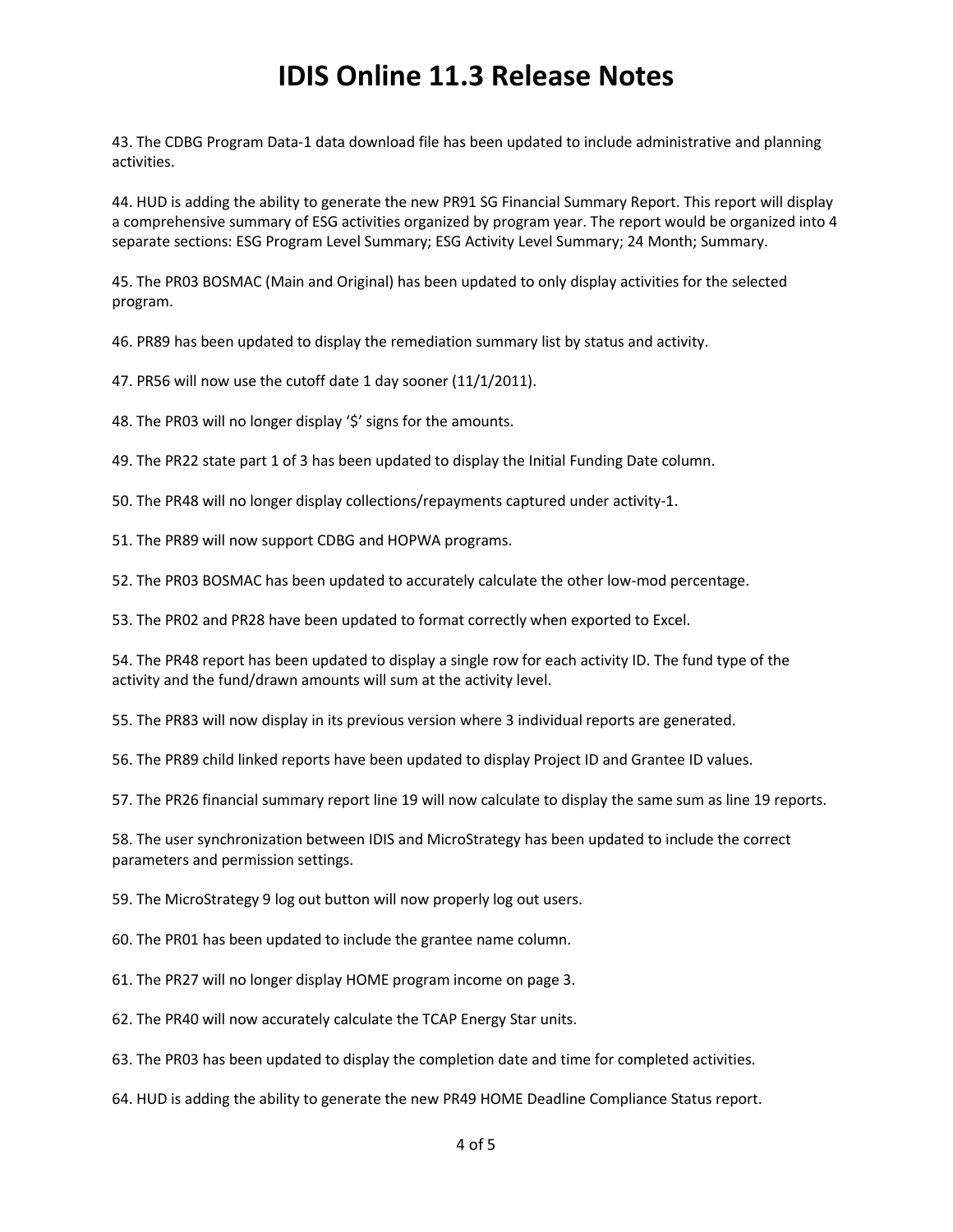# IDIS Online 11.3 Release Notes

43. The CDBG Program Data-1 data download file has been updated to include administrative and planning activities.

44. HUD is adding the ability to generate the new PR91 SG Financial Summary Report. This report will display a comprehensive summary of ESG activities organized by program year. The report would be organized into 4 separate sections: ESG Program Level Summary; ESG Activity Level Summary; 24 Month; Summary.

45. The PR03 BOSMAC (Main and Original) has been updated to only display activities for the selected program.

46. PR89 has been updated to display the remediation summary list by status and activity.

47. PR56 will now use the cutoff date 1 day sooner (11/1/2011).

48. The PR03 will no longer display '$' signs for the amounts.

49. The PR22 state part 1 of 3 has been updated to display the Initial Funding Date column.

50. The PR48 will no longer display collections/repayments captured under activity-1.

51. The PR89 will now support CDBG and HOPWA programs.

52. The PR03 BOSMAC has been updated to accurately calculate the other low-mod percentage.

53. The PR02 and PR28 have been updated to format correctly when exported to Excel.

54. The PR48 report has been updated to display a single row for each activity ID. The fund type of the activity and the fund/drawn amounts will sum at the activity level.

55. The PR83 will now display in its previous version where 3 individual reports are generated.

56. The PR89 child linked reports have been updated to display Project ID and Grantee ID values.

57. The PR26 financial summary report line 19 will now calculate to display the same sum as line 19 reports.

58. The user synchronization between IDIS and MicroStrategy has been updated to include the correct parameters and permission settings.

59. The MicroStrategy 9 log out button will now properly log out users.

60. The PR01 has been updated to include the grantee name column.

61. The PR27 will no longer display HOME program income on page 3.

62. The PR40 will now accurately calculate the TCAP Energy Star units.

63. The PR03 has been updated to display the completion date and time for completed activities.

64. HUD is adding the ability to generate the new PR49 HOME Deadline Compliance Status report.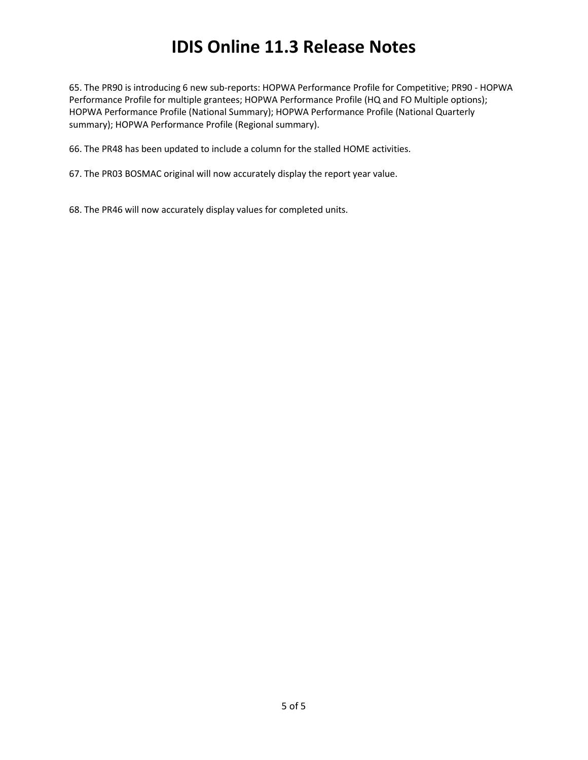# IDIS Online 11.3 Release Notes

65. The PR90 is introducing 6 new sub-reports: HOPWA Performance Profile for Competitive; PR90 - HOPWA Performance Profile for multiple grantees; HOPWA Performance Profile (HQ and FO Multiple options); HOPWA Performance Profile (National Summary); HOPWA Performance Profile (National Quarterly summary); HOPWA Performance Profile (Regional summary).

66. The PR48 has been updated to include a column for the stalled HOME activities.

67. The PR03 BOSMAC original will now accurately display the report year value.

68. The PR46 will now accurately display values for completed units.